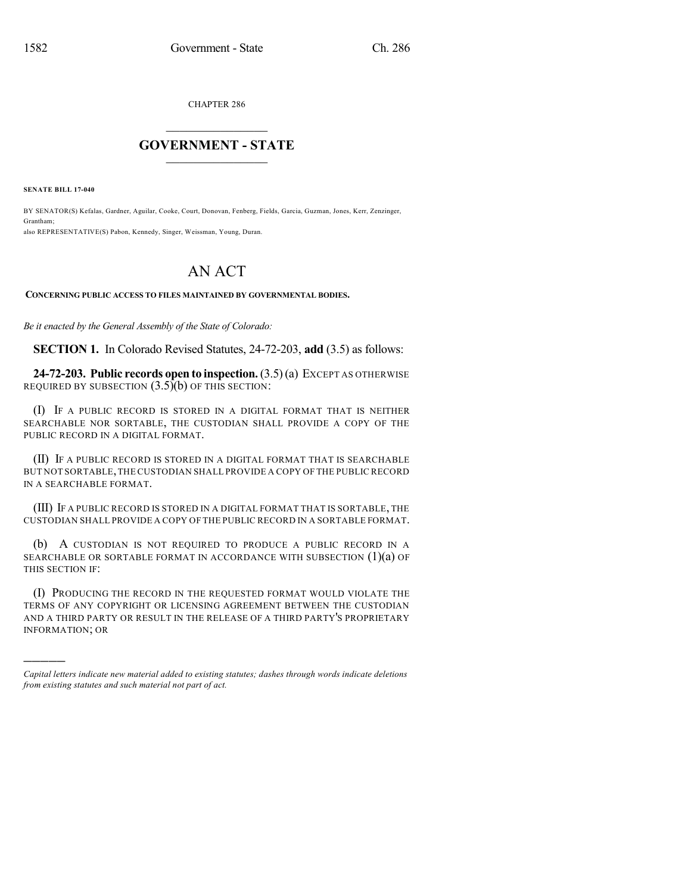CHAPTER 286

# GOVERNMENT - STATE

**SENATE BILL 17-040**

BY SENATOR(S) Kefalas, Gardner, Aguilar, Cooke, Court, Donovan, Fenberg, Fields, Garcia, Guzman, Jones, Kerr, Zenzinger, Grantham;
also REPRESENTATIVE(S) Pabon, Kennedy, Singer, Weissman, Young, Duran.

# AN ACT

**CONCERNING PUBLIC ACCESS TO FILES MAINTAINED BY GOVERNMENTAL BODIES.**

*Be it enacted by the General Assembly of the State of Colorado:*

**SECTION 1.** In Colorado Revised Statutes, 24-72-203, **add** (3.5) as follows:

**24-72-203. Public records open to inspection.** (3.5) (a) EXCEPT AS OTHERWISE REQUIRED BY SUBSECTION (3.5)(b) OF THIS SECTION:

(I) IF A PUBLIC RECORD IS STORED IN A DIGITAL FORMAT THAT IS NEITHER SEARCHABLE NOR SORTABLE, THE CUSTODIAN SHALL PROVIDE A COPY OF THE PUBLIC RECORD IN A DIGITAL FORMAT.

(II) IF A PUBLIC RECORD IS STORED IN A DIGITAL FORMAT THAT IS SEARCHABLE BUT NOT SORTABLE, THE CUSTODIAN SHALL PROVIDE A COPY OF THE PUBLIC RECORD IN A SEARCHABLE FORMAT.

(III) IF A PUBLIC RECORD IS STORED IN A DIGITAL FORMAT THAT IS SORTABLE, THE CUSTODIAN SHALL PROVIDE A COPY OF THE PUBLIC RECORD IN A SORTABLE FORMAT.

(b) A CUSTODIAN IS NOT REQUIRED TO PRODUCE A PUBLIC RECORD IN A SEARCHABLE OR SORTABLE FORMAT IN ACCORDANCE WITH SUBSECTION (1)(a) OF THIS SECTION IF:

(I) PRODUCING THE RECORD IN THE REQUESTED FORMAT WOULD VIOLATE THE TERMS OF ANY COPYRIGHT OR LICENSING AGREEMENT BETWEEN THE CUSTODIAN AND A THIRD PARTY OR RESULT IN THE RELEASE OF A THIRD PARTY'S PROPRIETARY INFORMATION; OR

---

*Capital letters indicate new material added to existing statutes; dashes through words indicate deletions from existing statutes and such material not part of act.*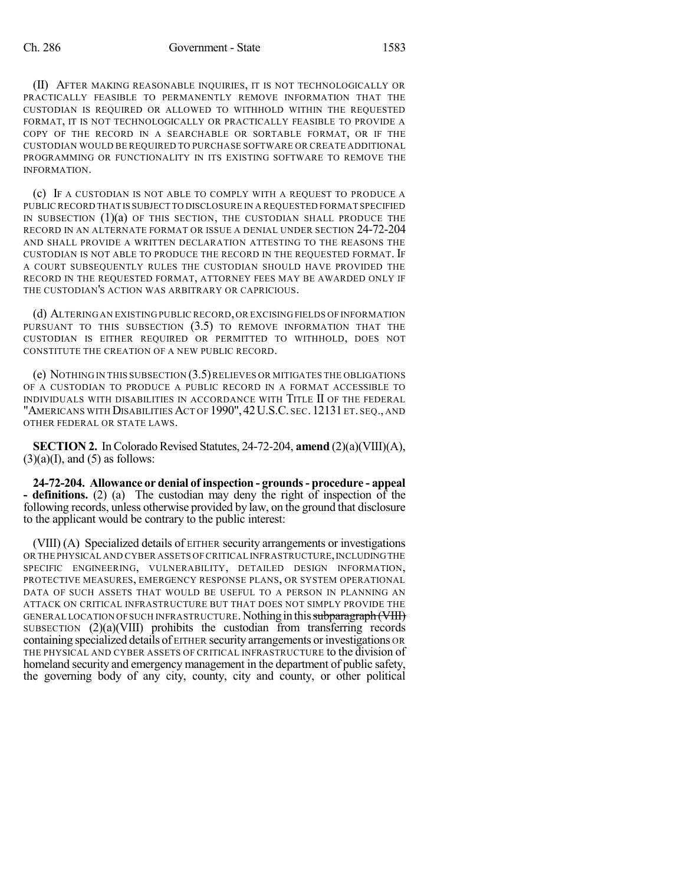(II) AFTER MAKING REASONABLE INQUIRIES, IT IS NOT TECHNOLOGICALLY OR PRACTICALLY FEASIBLE TO PERMANENTLY REMOVE INFORMATION THAT THE CUSTODIAN IS REQUIRED OR ALLOWED TO WITHHOLD WITHIN THE REQUESTED FORMAT, IT IS NOT TECHNOLOGICALLY OR PRACTICALLY FEASIBLE TO PROVIDE A COPY OF THE RECORD IN A SEARCHABLE OR SORTABLE FORMAT, OR IF THE CUSTODIAN WOULD BE REQUIRED TO PURCHASE SOFTWARE OR CREATE ADDITIONAL PROGRAMMING OR FUNCTIONALITY IN ITS EXISTING SOFTWARE TO REMOVE THE INFORMATION.

(c) IF A CUSTODIAN IS NOT ABLE TO COMPLY WITH A REQUEST TO PRODUCE A PUBLIC RECORD THAT IS SUBJECT TO DISCLOSURE IN A REQUESTED FORMAT SPECIFIED IN SUBSECTION (1)(a) OF THIS SECTION, THE CUSTODIAN SHALL PRODUCE THE RECORD IN AN ALTERNATE FORMAT OR ISSUE A DENIAL UNDER SECTION 24-72-204 AND SHALL PROVIDE A WRITTEN DECLARATION ATTESTING TO THE REASONS THE CUSTODIAN IS NOT ABLE TO PRODUCE THE RECORD IN THE REQUESTED FORMAT. IF A COURT SUBSEQUENTLY RULES THE CUSTODIAN SHOULD HAVE PROVIDED THE RECORD IN THE REQUESTED FORMAT, ATTORNEY FEES MAY BE AWARDED ONLY IF THE CUSTODIAN'S ACTION WAS ARBITRARY OR CAPRICIOUS.

(d) ALTERING AN EXISTING PUBLIC RECORD, OR EXCISING FIELDS OF INFORMATION PURSUANT TO THIS SUBSECTION (3.5) TO REMOVE INFORMATION THAT THE CUSTODIAN IS EITHER REQUIRED OR PERMITTED TO WITHHOLD, DOES NOT CONSTITUTE THE CREATION OF A NEW PUBLIC RECORD.

(e) NOTHING IN THIS SUBSECTION (3.5) RELIEVES OR MITIGATES THE OBLIGATIONS OF A CUSTODIAN TO PRODUCE A PUBLIC RECORD IN A FORMAT ACCESSIBLE TO INDIVIDUALS WITH DISABILITIES IN ACCORDANCE WITH TITLE II OF THE FEDERAL "AMERICANS WITH DISABILITIES ACT OF 1990", 42 U.S.C. SEC. 12131 ET. SEQ., AND OTHER FEDERAL OR STATE LAWS.

**SECTION 2.** In Colorado Revised Statutes, 24-72-204, **amend** (2)(a)(VIII)(A), (3)(a)(I), and (5) as follows:

**24-72-204. Allowance or denial of inspection - grounds - procedure - appeal - definitions.** (2) (a) The custodian may deny the right of inspection of the following records, unless otherwise provided by law, on the ground that disclosure to the applicant would be contrary to the public interest:

(VIII) (A) Specialized details of EITHER security arrangements or investigations OR THE PHYSICAL AND CYBER ASSETS OF CRITICAL INFRASTRUCTURE, INCLUDING THE SPECIFIC ENGINEERING, VULNERABILITY, DETAILED DESIGN INFORMATION, PROTECTIVE MEASURES, EMERGENCY RESPONSE PLANS, OR SYSTEM OPERATIONAL DATA OF SUCH ASSETS THAT WOULD BE USEFUL TO A PERSON IN PLANNING AN ATTACK ON CRITICAL INFRASTRUCTURE BUT THAT DOES NOT SIMPLY PROVIDE THE GENERAL LOCATION OF SUCH INFRASTRUCTURE. Nothing in this ~~subparagraph (VIII)~~ SUBSECTION (2)(a)(VIII) prohibits the custodian from transferring records containing specialized details of EITHER security arrangements or investigations OR THE PHYSICAL AND CYBER ASSETS OF CRITICAL INFRASTRUCTURE to the division of homeland security and emergency management in the department of public safety, the governing body of any city, county, city and county, or other political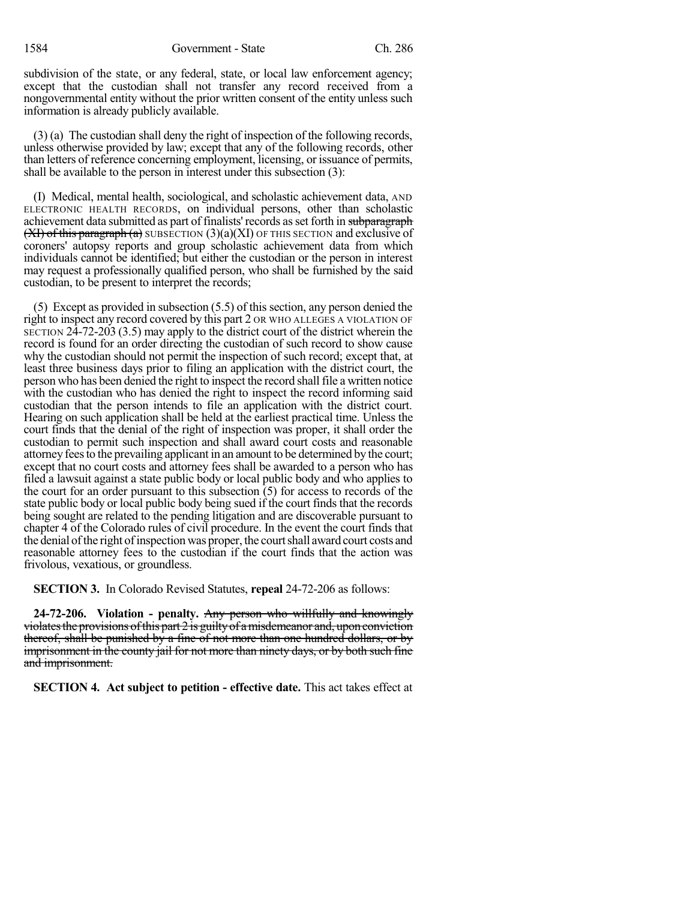subdivision of the state, or any federal, state, or local law enforcement agency; except that the custodian shall not transfer any record received from a nongovernmental entity without the prior written consent of the entity unless such information is already publicly available.

(3) (a) The custodian shall deny the right of inspection of the following records, unless otherwise provided by law; except that any of the following records, other than letters of reference concerning employment, licensing, or issuance of permits, shall be available to the person in interest under this subsection (3):

(I) Medical, mental health, sociological, and scholastic achievement data, AND ELECTRONIC HEALTH RECORDS, on individual persons, other than scholastic achievement data submitted as part of finalists' records as set forth in ~~subparagraph (XI) of this paragraph (a)~~ SUBSECTION (3)(a)(XI) OF THIS SECTION and exclusive of coroners' autopsy reports and group scholastic achievement data from which individuals cannot be identified; but either the custodian or the person in interest may request a professionally qualified person, who shall be furnished by the said custodian, to be present to interpret the records;

(5) Except as provided in subsection (5.5) of this section, any person denied the right to inspect any record covered by this part 2 OR WHO ALLEGES A VIOLATION OF SECTION 24-72-203 (3.5) may apply to the district court of the district wherein the record is found for an order directing the custodian of such record to show cause why the custodian should not permit the inspection of such record; except that, at least three business days prior to filing an application with the district court, the person who has been denied the right to inspect the record shall file a written notice with the custodian who has denied the right to inspect the record informing said custodian that the person intends to file an application with the district court. Hearing on such application shall be held at the earliest practical time. Unless the court finds that the denial of the right of inspection was proper, it shall order the custodian to permit such inspection and shall award court costs and reasonable attorney fees to the prevailing applicant in an amount to be determined by the court; except that no court costs and attorney fees shall be awarded to a person who has filed a lawsuit against a state public body or local public body and who applies to the court for an order pursuant to this subsection (5) for access to records of the state public body or local public body being sued if the court finds that the records being sought are related to the pending litigation and are discoverable pursuant to chapter 4 of the Colorado rules of civil procedure. In the event the court finds that the denial of the right of inspection was proper, the court shall award court costs and reasonable attorney fees to the custodian if the court finds that the action was frivolous, vexatious, or groundless.

**SECTION 3.** In Colorado Revised Statutes, **repeal** 24-72-206 as follows:

**24-72-206. Violation - penalty.** ~~Any person who willfully and knowingly violates the provisions of this part 2 is guilty of a misdemeanor and, upon conviction thereof, shall be punished by a fine of not more than one hundred dollars, or by imprisonment in the county jail for not more than ninety days, or by both such fine and imprisonment.~~

**SECTION 4. Act subject to petition - effective date.** This act takes effect at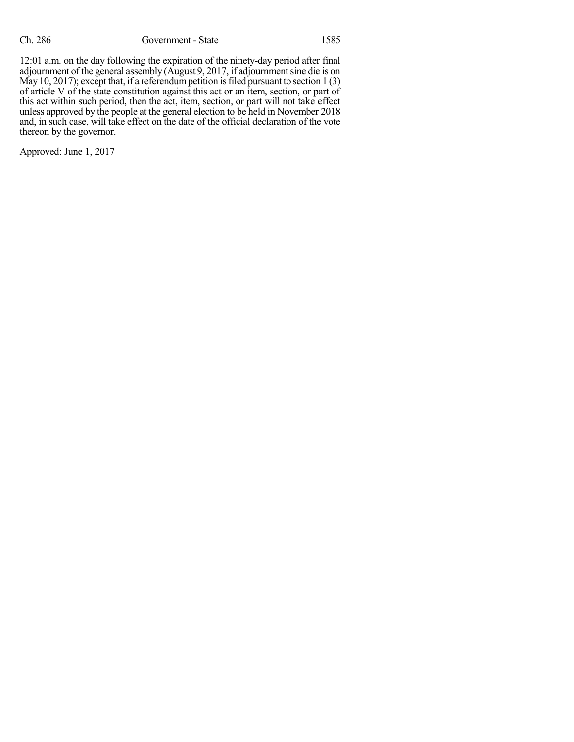12:01 a.m. on the day following the expiration of the ninety-day period after final adjournment of the general assembly (August 9, 2017, if adjournment sine die is on May 10, 2017); except that, if a referendum petition is filed pursuant to section 1 (3) of article V of the state constitution against this act or an item, section, or part of this act within such period, then the act, item, section, or part will not take effect unless approved by the people at the general election to be held in November 2018 and, in such case, will take effect on the date of the official declaration of the vote thereon by the governor.

Approved: June 1, 2017